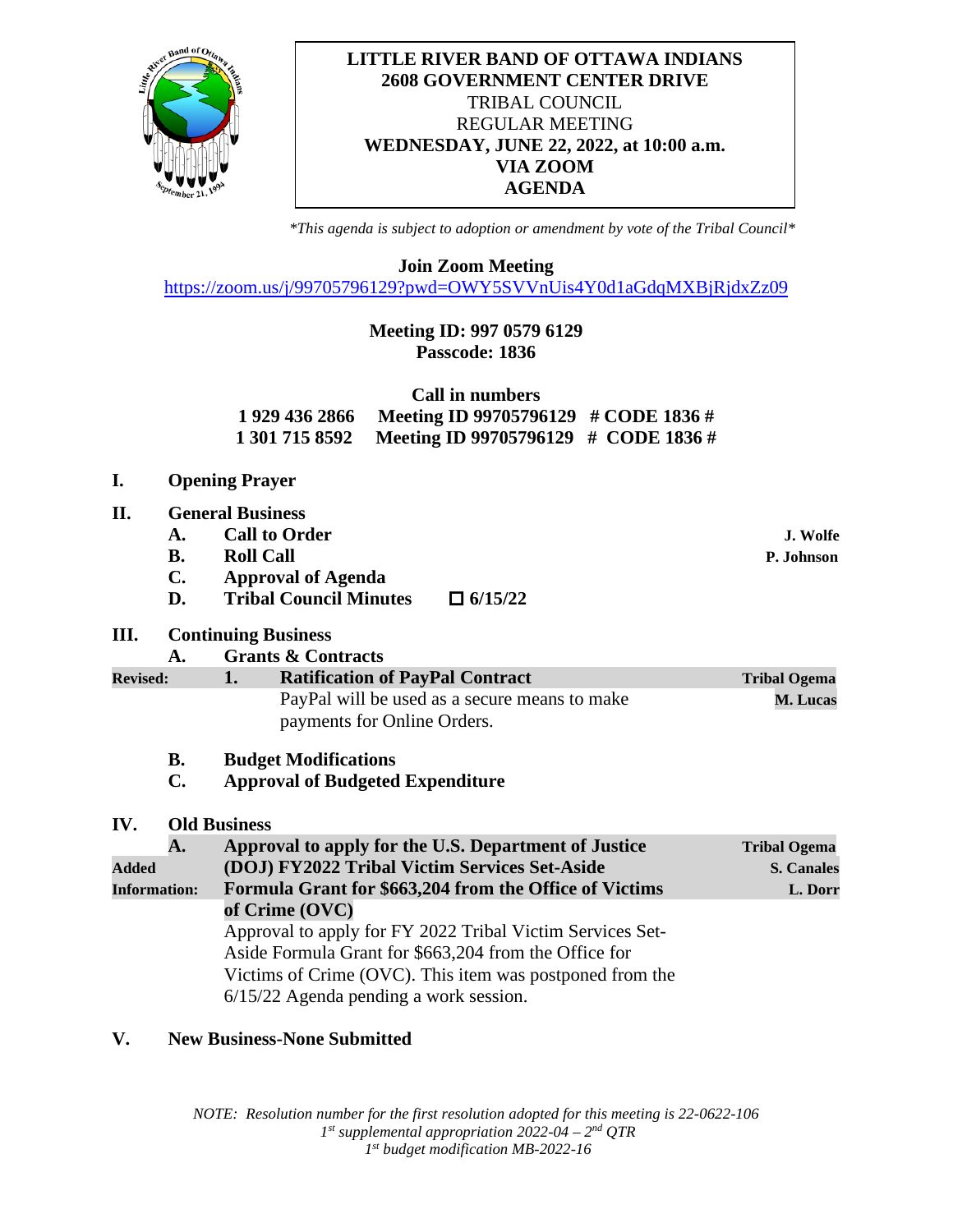**LITTLE RIVER BAND OF OTTAWA INDIANS**
**2608 GOVERNMENT CENTER DRIVE**
TRIBAL COUNCIL
REGULAR MEETING
**WEDNESDAY, JUNE 22, 2022, at 10:00 a.m.**
**VIA ZOOM**
**AGENDA**

*\*This agenda is subject to adoption or amendment by vote of the Tribal Council\**

**Join Zoom Meeting**
https://zoom.us/j/99705796129?pwd=OWY5SVVnUis4Y0d1aGdqMXBjRjdxZz09

**Meeting ID: 997 0579 6129**
**Passcode: 1836**

**Call in numbers**
**1 929 436 2866 Meeting ID 99705796129 # CODE 1836 #**
**1 301 715 8592 Meeting ID 99705796129 # CODE 1836 #**

**I. Opening Prayer**

**II. General Business**

- **A. Call to Order** — **J. Wolfe**
- **B. Roll Call** — **P. Johnson**
- **C. Approval of Agenda**
- **D. Tribal Council Minutes** ☐ **6/15/22**

**III. Continuing Business**

- **A. Grants & Contracts**
  - **Revised:** **1. Ratification of PayPal Contract** — **Tribal Ogema**, **M. Lucas**
    PayPal will be used as a secure means to make payments for Online Orders.
- **B. Budget Modifications**
- **C. Approval of Budgeted Expenditure**

**IV. Old Business**

- **Added Information:** **A. Approval to apply for the U.S. Department of Justice (DOJ) FY2022 Tribal Victim Services Set-Aside Formula Grant for $663,204 from the Office of Victims of Crime (OVC)** — **Tribal Ogema**, **S. Canales**, **L. Dorr**
  Approval to apply for FY 2022 Tribal Victim Services Set-Aside Formula Grant for $663,204 from the Office for Victims of Crime (OVC). This item was postponed from the 6/15/22 Agenda pending a work session.

**V. New Business-None Submitted**

*NOTE: Resolution number for the first resolution adopted for this meeting is 22-0622-106*
*1st supplemental appropriation 2022-04 – 2nd QTR*
*1st budget modification MB-2022-16*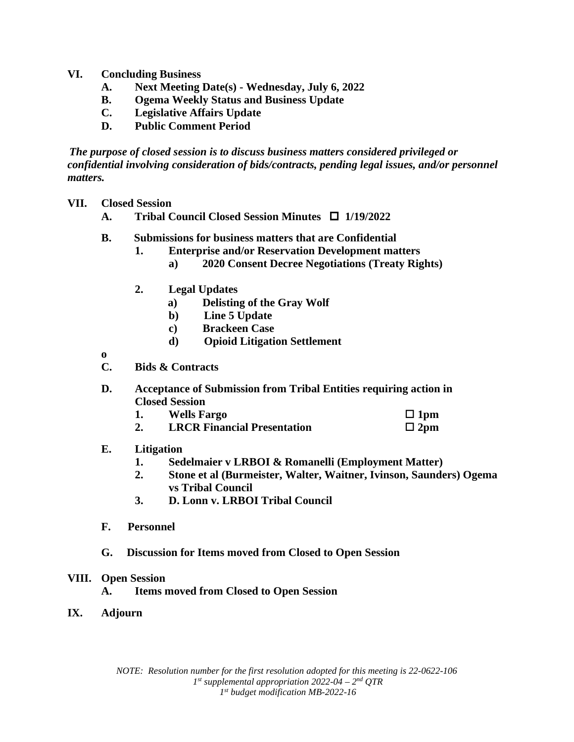**VI. Concluding Business**

- **A. Next Meeting Date(s) - Wednesday, July 6, 2022**
- **B. Ogema Weekly Status and Business Update**
- **C. Legislative Affairs Update**
- **D. Public Comment Period**

***The purpose of closed session is to discuss business matters considered privileged or confidential involving consideration of bids/contracts, pending legal issues, and/or personnel matters.***

**VII. Closed Session**

- **A. Tribal Council Closed Session Minutes ☐ 1/19/2022**
- **B. Submissions for business matters that are Confidential**
  - **1. Enterprise and/or Reservation Development matters**
    - **a) 2020 Consent Decree Negotiations (Treaty Rights)**
  - **2. Legal Updates**
    - **a) Delisting of the Gray Wolf**
    - **b) Line 5 Update**
    - **c) Brackeen Case**
    - **d) Opioid Litigation Settlement**

**o**

- **C. Bids & Contracts**
- **D. Acceptance of Submission from Tribal Entities requiring action in Closed Session**
  - **1. Wells Fargo ☐ 1pm**
  - **2. LRCR Financial Presentation ☐ 2pm**
- **E. Litigation**
  - **1. Sedelmaier v LRBOI & Romanelli (Employment Matter)**
  - **2. Stone et al (Burmeister, Walter, Waitner, Ivinson, Saunders) Ogema vs Tribal Council**
  - **3. D. Lonn v. LRBOI Tribal Council**
- **F. Personnel**
- **G. Discussion for Items moved from Closed to Open Session**

**VIII. Open Session**

- **A. Items moved from Closed to Open Session**

**IX. Adjourn**

*NOTE: Resolution number for the first resolution adopted for this meeting is 22-0622-106*
*1st supplemental appropriation 2022-04 – 2nd QTR*
*1st budget modification MB-2022-16*